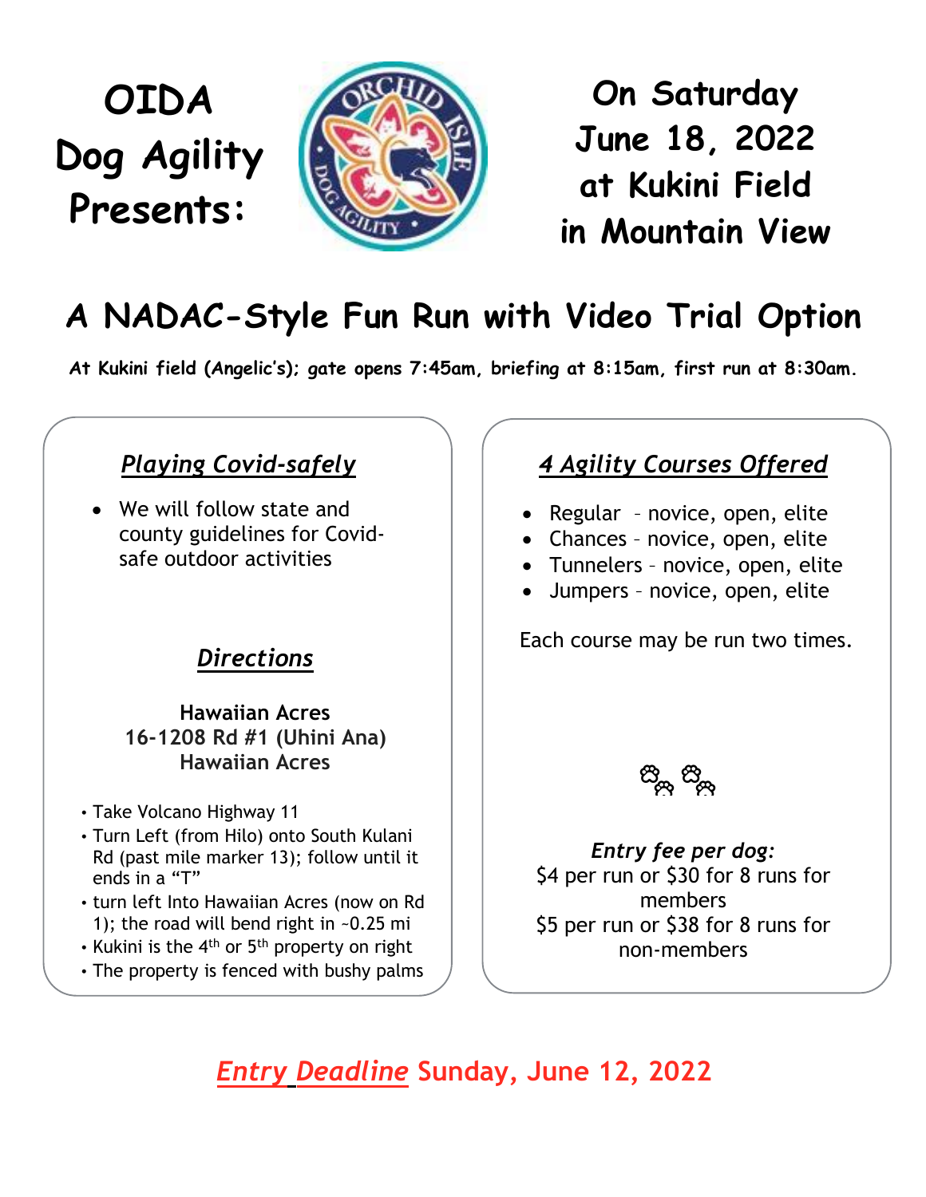# OIDA Dog Agility Presents:

# On Saturday June 18, 2022 at Kukini Field in Mountain View

## A NADAC-Style Fun Run with Video Trial Option

**At Kukini field (Angelic's); gate opens 7:45am, briefing at 8:15am, first run at 8:30am.**

### *Playing Covid-safely*

- We will follow state and county guidelines for Covid-safe outdoor activities

### *Directions*

**Hawaiian Acres**
**16-1208 Rd #1 (Uhini Ana)**
**Hawaiian Acres**

- Take Volcano Highway 11
- Turn Left (from Hilo) onto South Kulani Rd (past mile marker 13); follow until it ends in a "T"
- turn left Into Hawaiian Acres (now on Rd 1); the road will bend right in ~0.25 mi
- Kukini is the 4th or 5th property on right
- The property is fenced with bushy palms

### *4 Agility Courses Offered*

- Regular – novice, open, elite
- Chances – novice, open, elite
- Tunnelers – novice, open, elite
- Jumpers – novice, open, elite

Each course may be run two times.

*Entry fee per dog:*
$4 per run or $30 for 8 runs for members
$5 per run or $38 for 8 runs for non-members

## *Entry Deadline* Sunday, June 12, 2022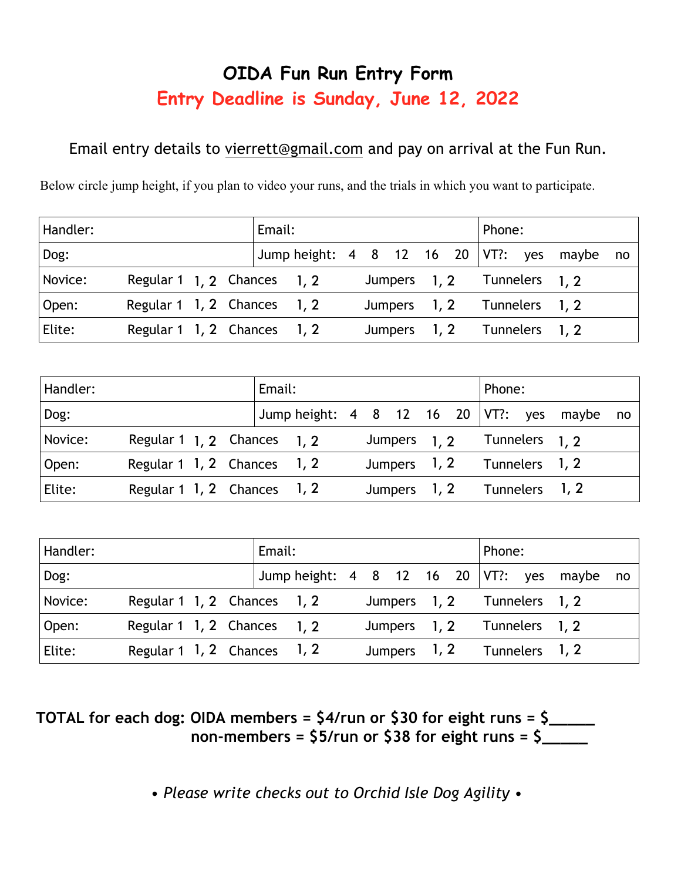# OIDA Fun Run Entry Form

## Entry Deadline is Sunday, June 12, 2022

Email entry details to vierrett@gmail.com and pay on arrival at the Fun Run.

Below circle jump height, if you plan to video your runs, and the trials in which you want to participate.

| Handler: | | | | | Email: | | Phone: | |
|---|---|---|---|---|---|---|---|---|
| Dog: | | | | | Jump height: 4 8 12 16 20 | | VT?: yes maybe no | |
| Novice: | Regular 1 | 1, 2 | Chances | 1, 2 | Jumpers | 1, 2 | Tunnelers | 1, 2 |
| Open: | Regular 1 | 1, 2 | Chances | 1, 2 | Jumpers | 1, 2 | Tunnelers | 1, 2 |
| Elite: | Regular 1 | 1, 2 | Chances | 1, 2 | Jumpers | 1, 2 | Tunnelers | 1, 2 |

| Handler: | | | | | Email: | | Phone: | |
|---|---|---|---|---|---|---|---|---|
| Dog: | | | | | Jump height: 4 8 12 16 20 | | VT?: yes maybe no | |
| Novice: | Regular 1 | 1, 2 | Chances | 1, 2 | Jumpers | 1, 2 | Tunnelers | 1, 2 |
| Open: | Regular 1 | 1, 2 | Chances | 1, 2 | Jumpers | 1, 2 | Tunnelers | 1, 2 |
| Elite: | Regular 1 | 1, 2 | Chances | 1, 2 | Jumpers | 1, 2 | Tunnelers | 1, 2 |

| Handler: | | | | | Email: | | Phone: | |
|---|---|---|---|---|---|---|---|---|
| Dog: | | | | | Jump height: 4 8 12 16 20 | | VT?: yes maybe no | |
| Novice: | Regular 1 | 1, 2 | Chances | 1, 2 | Jumpers | 1, 2 | Tunnelers | 1, 2 |
| Open: | Regular 1 | 1, 2 | Chances | 1, 2 | Jumpers | 1, 2 | Tunnelers | 1, 2 |
| Elite: | Regular 1 | 1, 2 | Chances | 1, 2 | Jumpers | 1, 2 | Tunnelers | 1, 2 |

**TOTAL for each dog: OIDA members = $4/run or $30 for eight runs = $_____**
**non-members = $5/run or $38 for eight runs = $_____**

• *Please write checks out to Orchid Isle Dog Agility* •